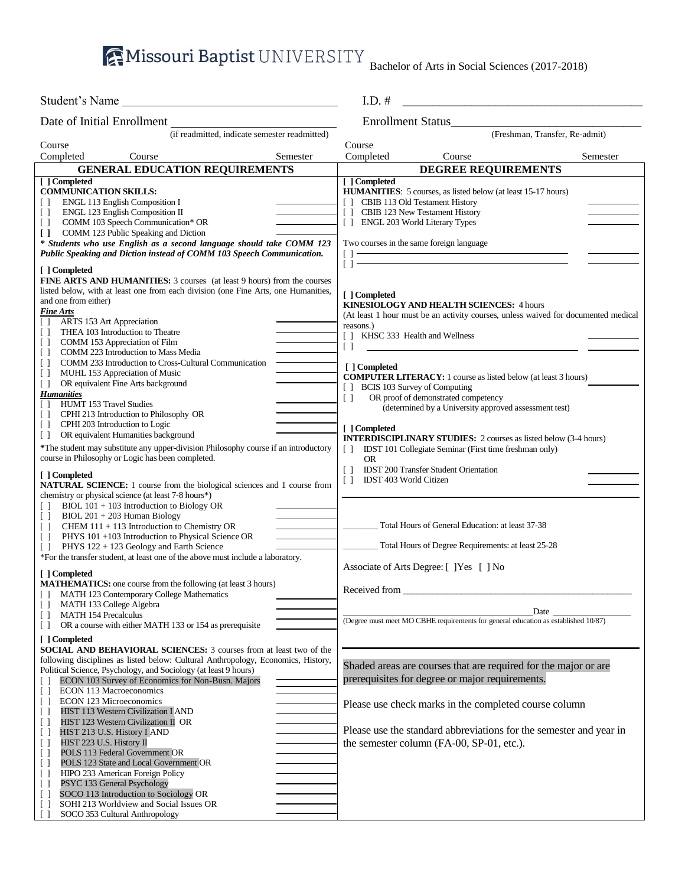# Missouri Baptist UNIVERSITY

Bachelor of Arts in Social Sciences (2017-2018)

Student's Name ________________________________ I.D. # ________________________________

Date of Initial Enrollment ________________________ (if readmitted, indicate semester readmitted)

Enrollment Status________________________ (Freshman, Transfer, Re-admit)

Course Completed | Course | Semester

## GENERAL EDUCATION REQUIREMENTS

[ ] Completed
**COMMUNICATION SKILLS:**
- [ ] ENGL 113 English Composition I ________
- [ ] ENGL 123 English Composition II ________
- [ ] COMM 103 Speech Communication* OR ________
- [ ] COMM 123 Public Speaking and Diction

***\* Students who use English as a second language should take COMM 123 Public Speaking and Diction instead of COMM 103 Speech Communication.***

[ ] Completed
**FINE ARTS AND HUMANITIES:** 3 courses (at least 9 hours) from the courses listed below, with at least one from each division (one Fine Arts, one Humanities, and one from either)

***Fine Arts***
- [ ] ARTS 153 Art Appreciation ________
- [ ] THEA 103 Introduction to Theatre ________
- [ ] COMM 153 Appreciation of Film ________
- [ ] COMM 223 Introduction to Mass Media ________
- [ ] COMM 233 Introduction to Cross-Cultural Communication ________
- [ ] MUHL 153 Appreciation of Music ________
- [ ] OR equivalent Fine Arts background ________

***Humanities***
- [ ] HUMT 153 Travel Studies ________
- [ ] CPHI 213 Introduction to Philosophy OR ________
- [ ] CPHI 203 Introduction to Logic ________
- [ ] OR equivalent Humanities background ________

*The student may substitute any upper-division Philosophy course if an introductory course in Philosophy or Logic has been completed.

[ ] Completed
**NATURAL SCIENCE:** 1 course from the biological sciences and 1 course from chemistry or physical science (at least 7-8 hours*)
- [ ] BIOL 101 + 103 Introduction to Biology OR ________
- [ ] BIOL 201 + 203 Human Biology
- [ ] CHEM 111 + 113 Introduction to Chemistry OR ________
- [ ] PHYS 101 +103 Introduction to Physical Science OR ________
- [ ] PHYS 122 + 123 Geology and Earth Science ________

*For the transfer student, at least one of the above must include a laboratory.

[ ] Completed
**MATHEMATICS:** one course from the following (at least 3 hours)
- [ ] MATH 123 Contemporary College Mathematics
- [ ] MATH 133 College Algebra ________
- [ ] MATH 154 Precalculus ________
- [ ] OR a course with either MATH 133 or 154 as prerequisite ________

[ ] Completed
**SOCIAL AND BEHAVIORAL SCIENCES:** 3 courses from at least two of the following disciplines as listed below: Cultural Anthropology, Economics, History, Political Science, Psychology, and Sociology (at least 9 hours)
- [ ] ECON 103 Survey of Economics for Non-Busn. Majors ________
- [ ] ECON 113 Macroeconomics ________
- [ ] ECON 123 Microeconomics ________
- [ ] HIST 113 Western Civilization I AND ________
- [ ] HIST 123 Western Civilization II OR ________
- [ ] HIST 213 U.S. History I AND ________
- [ ] HIST 223 U.S. History II ________
- [ ] POLS 113 Federal Government OR ________
- [ ] POLS 123 State and Local Government OR ________
- [ ] HIPO 233 American Foreign Policy ________
- [ ] PSYC 133 General Psychology ________
- [ ] SOCO 113 Introduction to Sociology OR ________
- [ ] SOHI 213 Worldview and Social Issues OR ________
- [ ] SOCO 353 Cultural Anthropology ________

## DEGREE REQUIREMENTS

[ ] Completed
**HUMANITIES:** 5 courses, as listed below (at least 15-17 hours)
- [ ] CBIB 113 Old Testament History ________
- [ ] CBIB 123 New Testament History ________
- [ ] ENGL 203 World Literary Types ________

Two courses in the same foreign language
- [ ] ________________________ ________
- [ ] ________________________ ________

[ ] Completed
**KINESIOLOGY AND HEALTH SCIENCES:** 4 hours
(At least 1 hour must be an activity courses, unless waived for documented medical reasons.)
- [ ] KHSC 333 Health and Wellness ________
- [ ] ________________________ ________

[ ] Completed
**COMPUTER LITERACY:** 1 course as listed below (at least 3 hours) ________
- [ ] BCIS 103 Survey of Computing
- [ ] OR proof of demonstrated competency (determined by a University approved assessment test)

[ ] Completed
**INTERDISCIPLINARY STUDIES:** 2 courses as listed below (3-4 hours)
- [ ] IDST 101 Collegiate Seminar (First time freshman only) OR
- [ ] IDST 200 Transfer Student Orientation ________
- [ ] IDST 403 World Citizen ________

________ Total Hours of General Education: at least 37-38

________ Total Hours of Degree Requirements: at least 25-28

Associate of Arts Degree: [ ]Yes [ ] No

Received from ________________________________

________________________________ Date ____________
(Degree must meet MO CBHE requirements for general education as established 10/87)

Shaded areas are courses that are required for the major or are prerequisites for degree or major requirements.

Please use check marks in the completed course column

Please use the standard abbreviations for the semester and year in the semester column (FA-00, SP-01, etc.).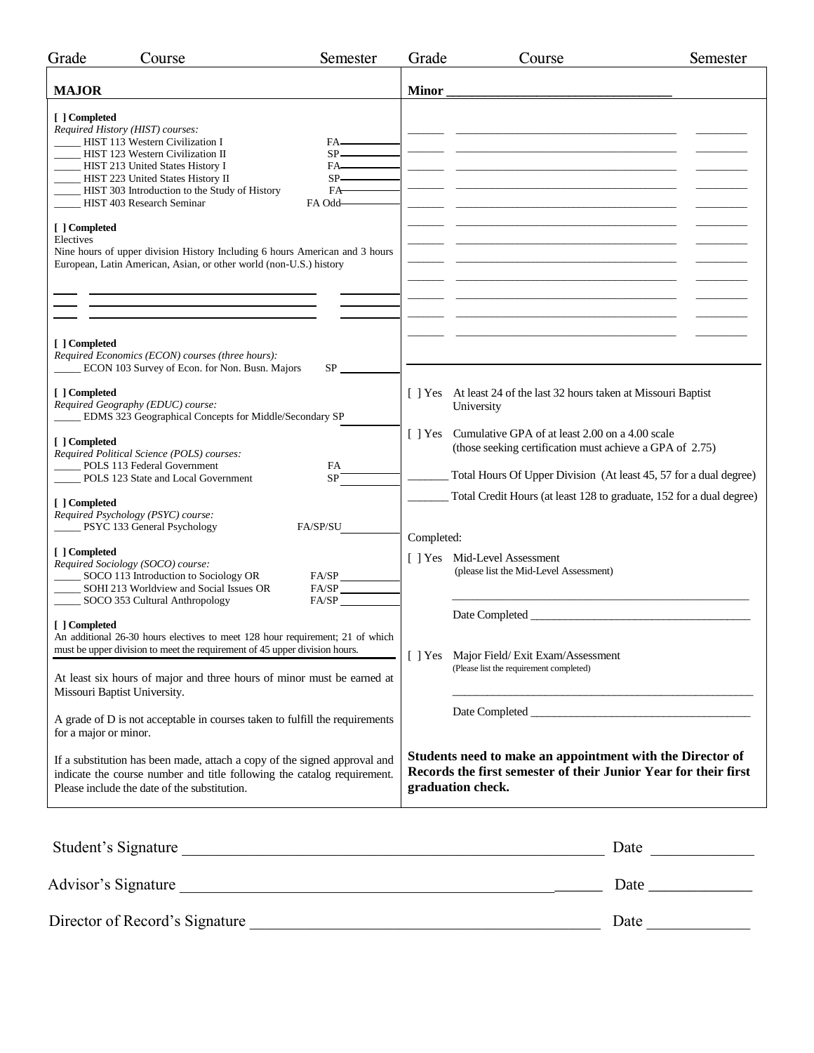| Grade | Course | Semester | Grade | Course | Semester |
|---|---|---|---|---|---|

**MAJOR**

**[ ] Completed**
*Required History (HIST) courses:*

_____ HIST 113 Western Civilization I FA ________
_____ HIST 123 Western Civilization II SP ________
_____ HIST 213 United States History I FA ________
_____ HIST 223 United States History II SP ________
_____ HIST 303 Introduction to the Study of History FA ________
_____ HIST 403 Research Seminar FA Odd ________

**[ ] Completed**
Electives
Nine hours of upper division History Including 6 hours American and 3 hours European, Latin American, Asian, or other world (non-U.S.) history

____ ______________________________ ________
____ ______________________________ ________
____ ______________________________ ________

**[ ] Completed**
*Required Economics (ECON) courses (three hours):*

_____ ECON 103 Survey of Econ. for Non. Busn. Majors SP ________

**[ ] Completed**
*Required Geography (EDUC) course:*

_____ EDMS 323 Geographical Concepts for Middle/Secondary SP

**[ ] Completed**
*Required Political Science (POLS) courses:*

_____ POLS 113 Federal Government FA ________
_____ POLS 123 State and Local Government SP ________

**[ ] Completed**
*Required Psychology (PSYC) course:*

_____ PSYC 133 General Psychology FA/SP/SU ________

**[ ] Completed**
*Required Sociology (SOCO) course:*

_____ SOCO 113 Introduction to Sociology OR FA/SP ________
_____ SOHI 213 Worldview and Social Issues OR FA/SP ________
_____ SOCO 353 Cultural Anthropology FA/SP ________

**[ ] Completed**
An additional 26-30 hours electives to meet 128 hour requirement; 21 of which must be upper division to meet the requirement of 45 upper division hours.

At least six hours of major and three hours of minor must be earned at Missouri Baptist University.

A grade of D is not acceptable in courses taken to fulfill the requirements for a major or minor.

If a substitution has been made, attach a copy of the signed approval and indicate the course number and title following the catalog requirement. Please include the date of the substitution.

**Minor ________________________________**

______ ______________________________ ________
______ ______________________________ ________
______ ______________________________ ________
______ ______________________________ ________
______ ______________________________ ________
______ ______________________________ ________
______ ______________________________ ________
______ ______________________________ ________
______ ______________________________ ________
______ ______________________________ ________
______ ______________________________ ________
______ ______________________________ ________

[ ] Yes At least 24 of the last 32 hours taken at Missouri Baptist University

[ ] Yes Cumulative GPA of at least 2.00 on a 4.00 scale (those seeking certification must achieve a GPA of 2.75)

_______ Total Hours Of Upper Division (At least 45, 57 for a dual degree)

_______ Total Credit Hours (at least 128 to graduate, 152 for a dual degree)

Completed:

[ ] Yes Mid-Level Assessment
(please list the Mid-Level Assessment)

________________________________________

Date Completed ______________________________

[ ] Yes Major Field/ Exit Exam/Assessment
(Please list the requirement completed)

________________________________________

Date Completed ______________________________

**Students need to make an appointment with the Director of Records the first semester of their Junior Year for their first graduation check.**

Student's Signature ____________________________________________ Date ____________

Advisor's Signature ____________________________________________ Date ____________

Director of Record's Signature ____________________________________ Date ____________